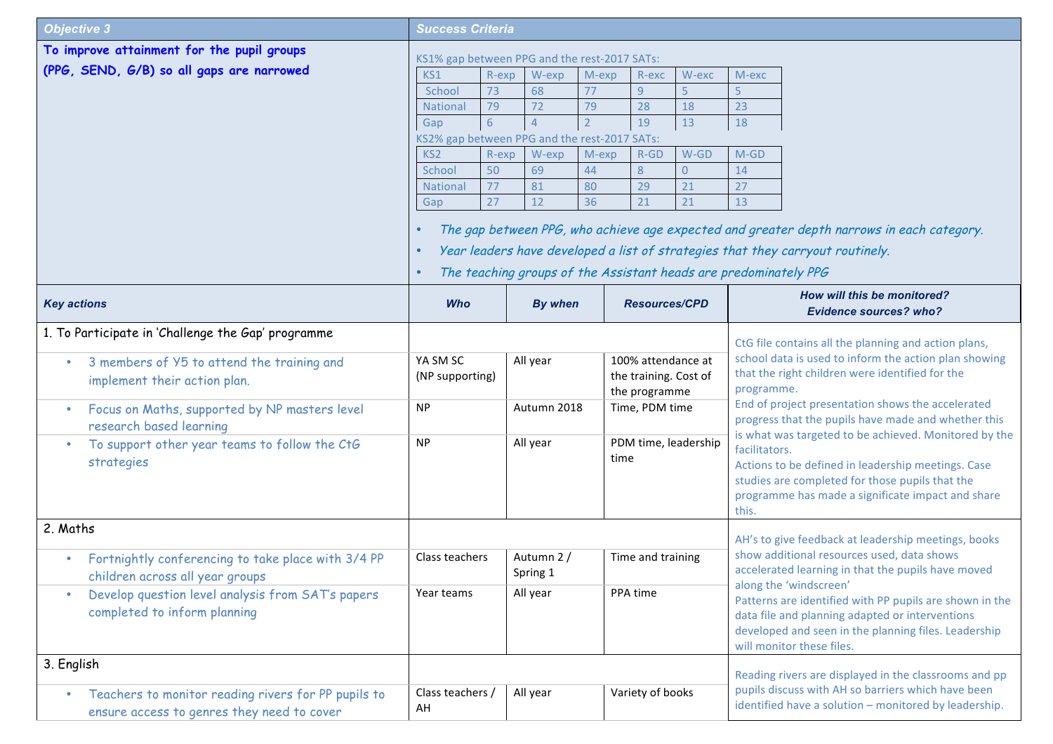| Objective 3 | Success Criteria |
|---|---|
| **To improve attainment for the pupil groups (PPG, SEND, G/B) so all gaps are narrowed** | KS1% gap between PPG and the rest-2017 SATs: (see table below) |

KS1% gap between PPG and the rest-2017 SATs:

| KS1 | R-exp | W-exp | M-exp | R-exc | W-exc | M-exc |
|---|---|---|---|---|---|---|
| School | 73 | 68 | 77 | 9 | 5 | 5 |
| National | 79 | 72 | 79 | 28 | 18 | 23 |
| Gap | 6 | 4 | 2 | 19 | 13 | 18 |

KS2% gap between PPG and the rest-2017 SATs:

| KS2 | R-exp | W-exp | M-exp | R-GD | W-GD | M-GD |
|---|---|---|---|---|---|---|
| School | 50 | 69 | 44 | 8 | 0 | 14 |
| National | 77 | 81 | 80 | 29 | 21 | 27 |
| Gap | 27 | 12 | 36 | 21 | 21 | 13 |

- *The gap between PPG, who achieve age expected and greater depth narrows in each category.*
- *Year leaders have developed a list of strategies that they carryout routinely.*
- *The teaching groups of the Assistant heads are predominately PPG*

| Key actions | Who | By when | Resources/CPD | How will this be monitored? Evidence sources? who? |
|---|---|---|---|---|
| 1. To Participate in 'Challenge the Gap' programme | | | | CtG file contains all the planning and action plans, school data is used to inform the action plan showing that the right children were identified for the programme. End of project presentation shows the accelerated progress that the pupils have made and whether this is what was targeted to be achieved. Monitored by the facilitators. Actions to be defined in leadership meetings. Case studies are completed for those pupils that the programme has made a significate impact and share this. |
| • 3 members of Y5 to attend the training and implement their action plan. | YA SM SC (NP supporting) | All year | 100% attendance at the training. Cost of the programme | |
| • Focus on Maths, supported by NP masters level research based learning | NP | Autumn 2018 | Time, PDM time | |
| • To support other year teams to follow the CtG strategies | NP | All year | PDM time, leadership time | |
| 2. Maths | | | | AH's to give feedback at leadership meetings, books show additional resources used, data shows accelerated learning in that the pupils have moved along the 'windscreen' Patterns are identified with PP pupils are shown in the data file and planning adapted or interventions developed and seen in the planning files. Leadership will monitor these files. |
| • Fortnightly conferencing to take place with 3/4 PP children across all year groups | Class teachers | Autumn 2 / Spring 1 | Time and training | |
| • Develop question level analysis from SAT's papers completed to inform planning | Year teams | All year | PPA time | |
| 3. English | | | | Reading rivers are displayed in the classrooms and pp pupils discuss with AH so barriers which have been identified have a solution – monitored by leadership. |
| • Teachers to monitor reading rivers for PP pupils to ensure access to genres they need to cover | Class teachers / AH | All year | Variety of books | |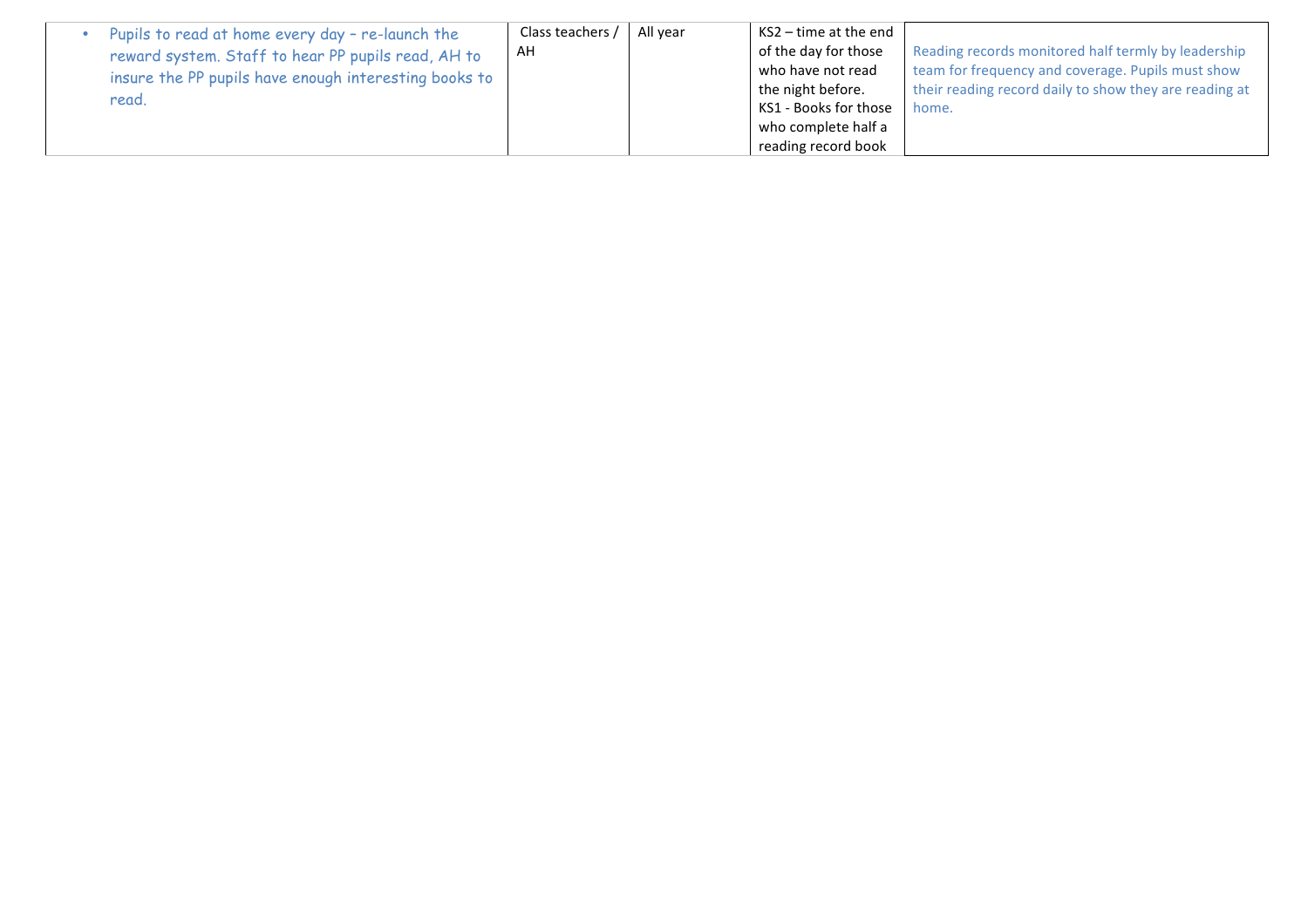| | | | | |
|---|---|---|---|---|
| • Pupils to read at home every day – re-launch the reward system. Staff to hear PP pupils read, AH to insure the PP pupils have enough interesting books to read. | Class teachers / AH | All year | KS2 – time at the end of the day for those who have not read the night before. KS1 - Books for those who complete half a reading record book | Reading records monitored half termly by leadership team for frequency and coverage. Pupils must show their reading record daily to show they are reading at home. |